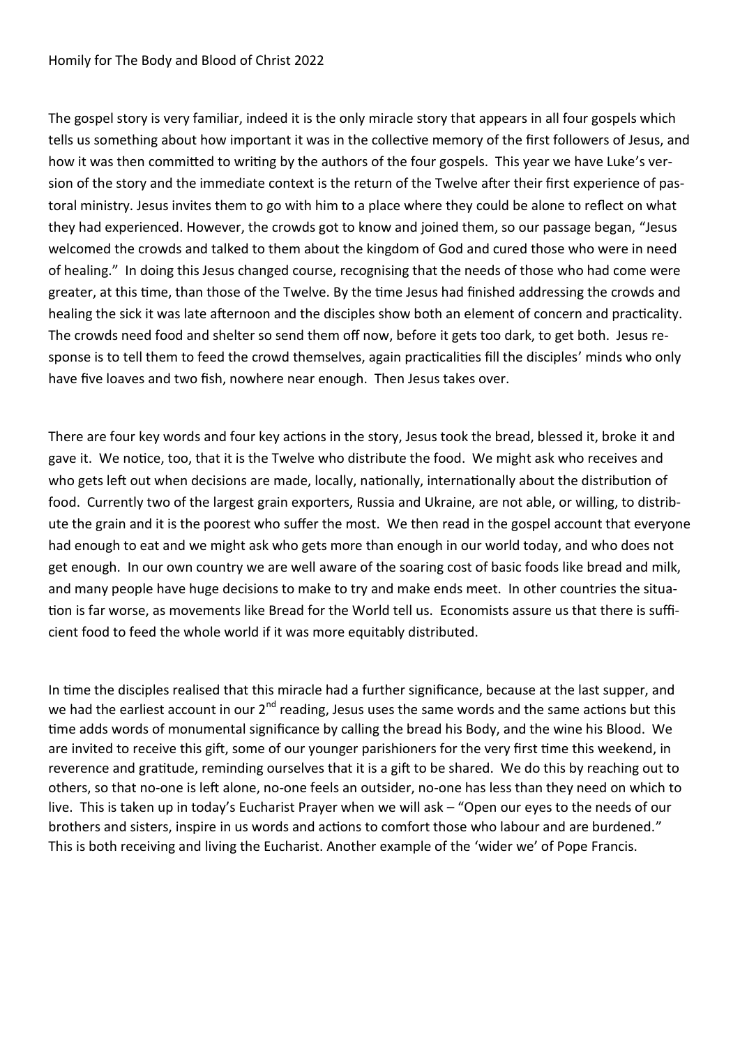Homily for The Body and Blood of Christ 2022

The gospel story is very familiar, indeed it is the only miracle story that appears in all four gospels which tells us something about how important it was in the collective memory of the first followers of Jesus, and how it was then committed to writing by the authors of the four gospels. This year we have Luke's version of the story and the immediate context is the return of the Twelve after their first experience of pastoral ministry. Jesus invites them to go with him to a place where they could be alone to reflect on what they had experienced. However, the crowds got to know and joined them, so our passage began, "Jesus welcomed the crowds and talked to them about the kingdom of God and cured those who were in need of healing." In doing this Jesus changed course, recognising that the needs of those who had come were greater, at this time, than those of the Twelve. By the time Jesus had finished addressing the crowds and healing the sick it was late afternoon and the disciples show both an element of concern and practicality. The crowds need food and shelter so send them off now, before it gets too dark, to get both. Jesus response is to tell them to feed the crowd themselves, again practicalities fill the disciples' minds who only have five loaves and two fish, nowhere near enough. Then Jesus takes over.

There are four key words and four key actions in the story, Jesus took the bread, blessed it, broke it and gave it. We notice, too, that it is the Twelve who distribute the food. We might ask who receives and who gets left out when decisions are made, locally, nationally, internationally about the distribution of food. Currently two of the largest grain exporters, Russia and Ukraine, are not able, or willing, to distribute the grain and it is the poorest who suffer the most. We then read in the gospel account that everyone had enough to eat and we might ask who gets more than enough in our world today, and who does not get enough. In our own country we are well aware of the soaring cost of basic foods like bread and milk, and many people have huge decisions to make to try and make ends meet. In other countries the situation is far worse, as movements like Bread for the World tell us. Economists assure us that there is sufficient food to feed the whole world if it was more equitably distributed.

In time the disciples realised that this miracle had a further significance, because at the last supper, and we had the earliest account in our 2nd reading, Jesus uses the same words and the same actions but this time adds words of monumental significance by calling the bread his Body, and the wine his Blood. We are invited to receive this gift, some of our younger parishioners for the very first time this weekend, in reverence and gratitude, reminding ourselves that it is a gift to be shared. We do this by reaching out to others, so that no-one is left alone, no-one feels an outsider, no-one has less than they need on which to live. This is taken up in today's Eucharist Prayer when we will ask – "Open our eyes to the needs of our brothers and sisters, inspire in us words and actions to comfort those who labour and are burdened." This is both receiving and living the Eucharist. Another example of the 'wider we' of Pope Francis.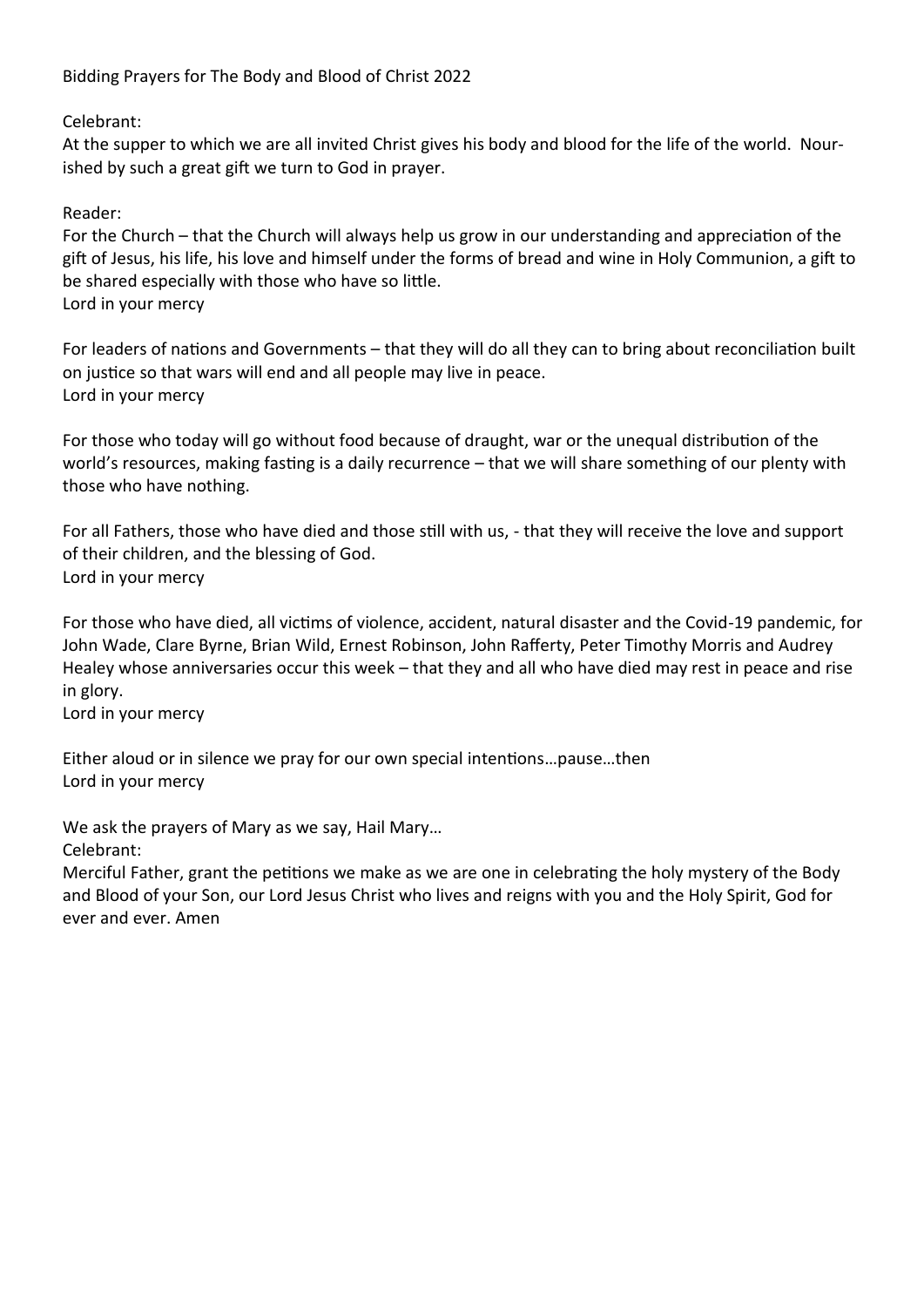Bidding Prayers for The Body and Blood of Christ 2022

Celebrant:
At the supper to which we are all invited Christ gives his body and blood for the life of the world. Nourished by such a great gift we turn to God in prayer.

Reader:
For the Church – that the Church will always help us grow in our understanding and appreciation of the gift of Jesus, his life, his love and himself under the forms of bread and wine in Holy Communion, a gift to be shared especially with those who have so little.
Lord in your mercy

For leaders of nations and Governments – that they will do all they can to bring about reconciliation built on justice so that wars will end and all people may live in peace.
Lord in your mercy

For those who today will go without food because of draught, war or the unequal distribution of the world's resources, making fasting is a daily recurrence – that we will share something of our plenty with those who have nothing.

For all Fathers, those who have died and those still with us, - that they will receive the love and support of their children, and the blessing of God.
Lord in your mercy

For those who have died, all victims of violence, accident, natural disaster and the Covid-19 pandemic, for John Wade, Clare Byrne, Brian Wild, Ernest Robinson, John Rafferty, Peter Timothy Morris and Audrey Healey whose anniversaries occur this week – that they and all who have died may rest in peace and rise in glory.
Lord in your mercy

Either aloud or in silence we pray for our own special intentions…pause…then
Lord in your mercy

We ask the prayers of Mary as we say, Hail Mary…
Celebrant:
Merciful Father, grant the petitions we make as we are one in celebrating the holy mystery of the Body and Blood of your Son, our Lord Jesus Christ who lives and reigns with you and the Holy Spirit, God for ever and ever. Amen